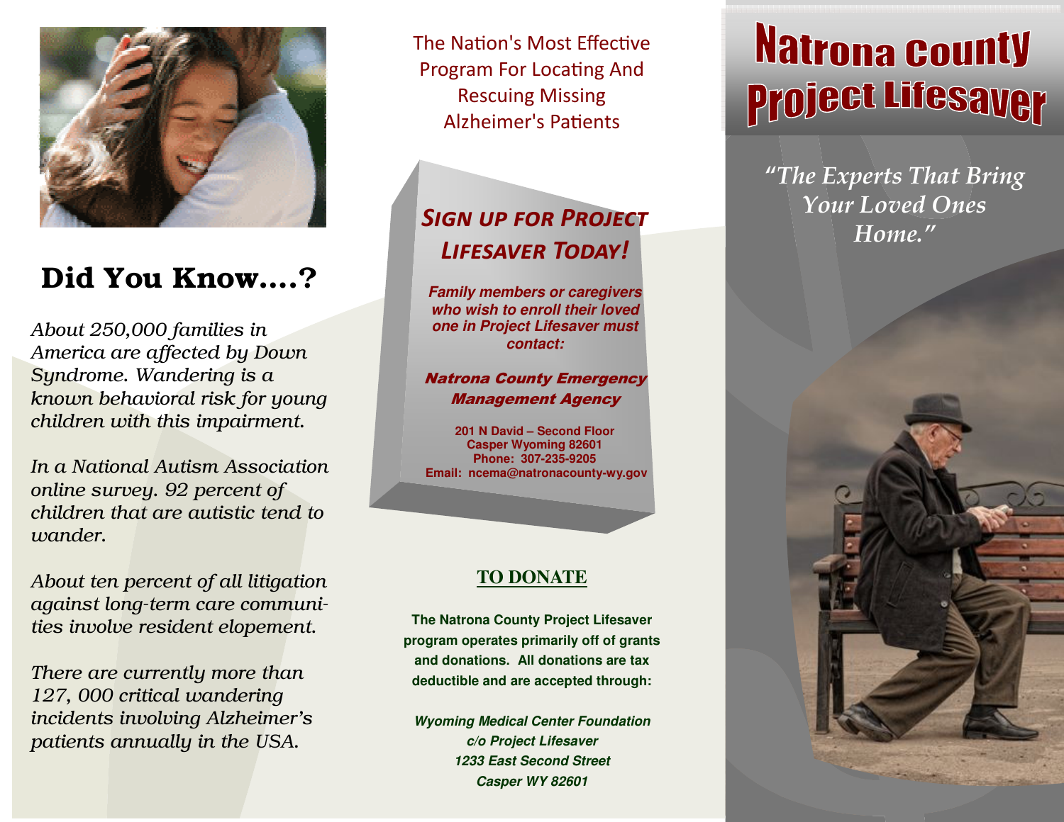## Did You Know....?

*About 250,000 families in America are affected by Down Syndrome. Wandering is a known behavioral risk for young children with this impairment.*

*In a National Autism Association online survey. 92 percent of children that are autistic tend to wander.*

*About ten percent of all litigation against long-term care communities involve resident elopement.*

*There are currently more than 127, 000 critical wandering incidents involving Alzheimer's patients annually in the USA.*

The Nation's Most Effective Program For Locating And Rescuing Missing Alzheimer's Patients

### *Sign up for Project Lifesaver Today!*

***Family members or caregivers who wish to enroll their loved one in Project Lifesaver must contact:***

***Natrona County Emergency Management Agency***

**201 N David – Second Floor**
**Casper Wyoming 82601**
**Phone: 307-235-9205**
**Email: ncema@natronacounty-wy.gov**

### TO DONATE

**The Natrona County Project Lifesaver program operates primarily off of grants and donations. All donations are tax deductible and are accepted through:**

***Wyoming Medical Center Foundation***
***c/o Project Lifesaver***
***1233 East Second Street***
***Casper WY 82601***

# Natrona County Project Lifesaver

*"The Experts That Bring Your Loved Ones Home."*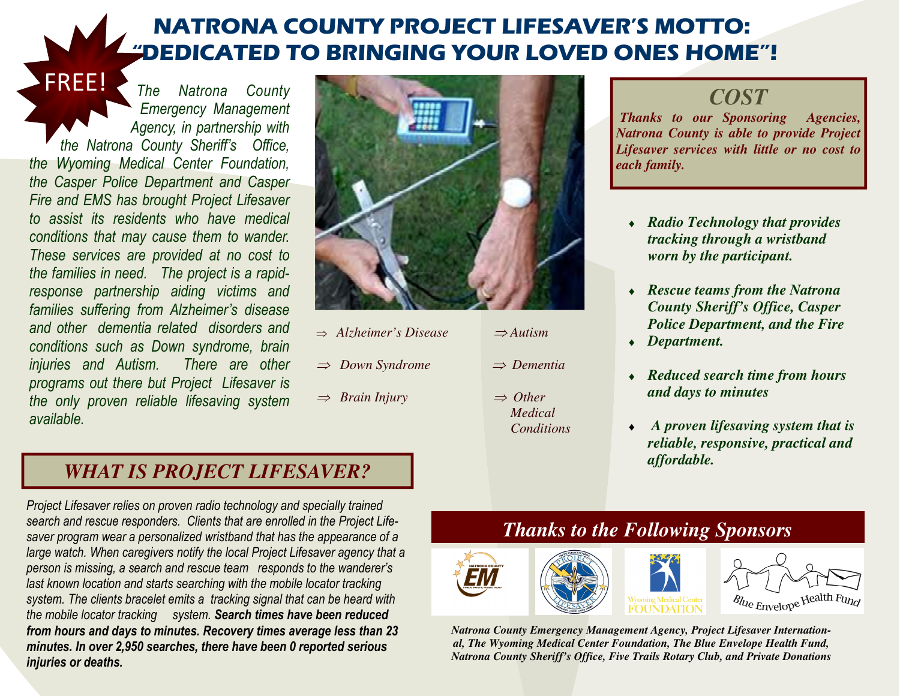# NATRONA COUNTY PROJECT LIFESAVER'S MOTTO: "DEDICATED TO BRINGING YOUR LOVED ONES HOME"!

FREE!

*The Natrona County Emergency Management Agency, in partnership with the Natrona County Sheriff's Office, the Wyoming Medical Center Foundation, the Casper Police Department and Casper Fire and EMS has brought Project Lifesaver to assist its residents who have medical conditions that may cause them to wander. These services are provided at no cost to the families in need. The project is a rapid-response partnership aiding victims and families suffering from Alzheimer's disease and other dementia related disorders and conditions such as Down syndrome, brain injuries and Autism. There are other programs out there but Project Lifesaver is the only proven reliable lifesaving system available.*

- ⇒ *Alzheimer's Disease*
- ⇒ *Down Syndrome*
- ⇒ *Brain Injury*
- ⇒ *Autism*
- ⇒ *Dementia*
- ⇒ *Other Medical Conditions*

## WHAT IS PROJECT LIFESAVER?

*Project Lifesaver relies on proven radio technology and specially trained search and rescue responders. Clients that are enrolled in the Project Lifesaver program wear a personalized wristband that has the appearance of a large watch. When caregivers notify the local Project Lifesaver agency that a person is missing, a search and rescue team responds to the wanderer's last known location and starts searching with the mobile locator tracking system. The clients bracelet emits a tracking signal that can be heard with the mobile locator tracking system.* ***Search times have been reduced from hours and days to minutes. Recovery times average less than 23 minutes. In over 2,950 searches, there have been 0 reported serious injuries or deaths.***

## COST

***Thanks to our Sponsoring Agencies, Natrona County is able to provide Project Lifesaver services with little or no cost to each family.***

- ***Radio Technology that provides tracking through a wristband worn by the participant.***
- ***Rescue teams from the Natrona County Sheriff's Office, Casper Police Department, and the Fire Department.***
- ***Reduced search time from hours and days to minutes***
- ***A proven lifesaving system that is reliable, responsive, practical and affordable.***

## Thanks to the Following Sponsors

***Natrona County Emergency Management Agency, Project Lifesaver International, The Wyoming Medical Center Foundation, The Blue Envelope Health Fund, Natrona County Sheriff's Office, Five Trails Rotary Club, and Private Donations***